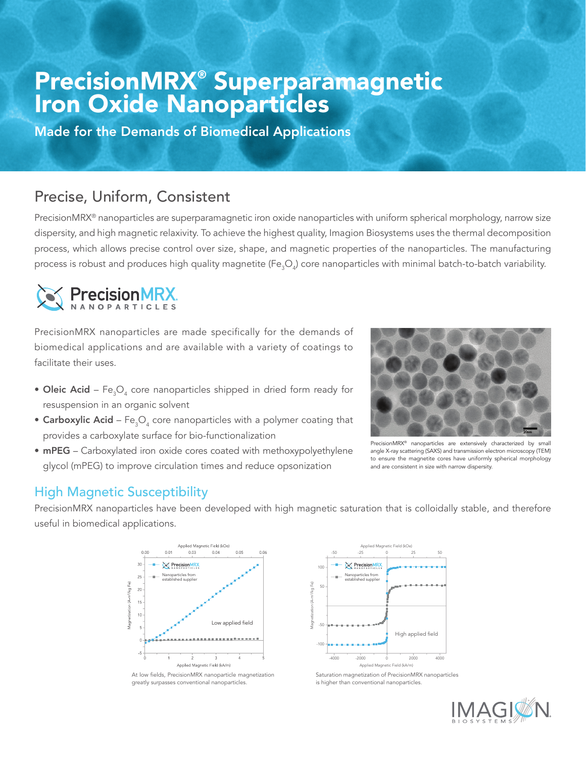# PrecisionMRX® Superparamagnetic Iron Oxide Nanoparticles

**Made for the Demands of Biomedical Applications**

## Precise, Uniform, Consistent

PrecisionMRX® nanoparticles are superparamagnetic iron oxide nanoparticles with uniform spherical morphology, narrow size dispersity, and high magnetic relaxivity. To achieve the highest quality, Imagion Biosystems uses the thermal decomposition process, which allows precise control over size, shape, and magnetic properties of the nanoparticles. The manufacturing process is robust and produces high quality magnetite ($Fe_3O_4$) core nanoparticles with minimal batch-to-batch variability.

PrecisionMRX nanoparticles are made specifically for the demands of biomedical applications and are available with a variety of coatings to facilitate their uses.

- **Oleic Acid** – $Fe_3O_4$ core nanoparticles shipped in dried form ready for resuspension in an organic solvent
- **Carboxylic Acid** – $Fe_3O_4$ core nanoparticles with a polymer coating that provides a carboxylate surface for bio-functionalization
- **mPEG** – Carboxylated iron oxide cores coated with methoxypolyethylene glycol (mPEG) to improve circulation times and reduce opsonization

PrecisionMRX® nanoparticles are extensively characterized by small angle X-ray scattering (SAXS) and transmission electron microscopy (TEM) to ensure the magnetite cores have uniformly spherical morphology and are consistent in size with narrow dispersity.

## High Magnetic Susceptibility

PrecisionMRX nanoparticles have been developed with high magnetic saturation that is colloidally stable, and therefore useful in biomedical applications.

At low fields, PrecisionMRX nanoparticle magnetization greatly surpasses conventional nanoparticles.

Saturation magnetization of PrecisionMRX nanoparticles is higher than conventional nanoparticles.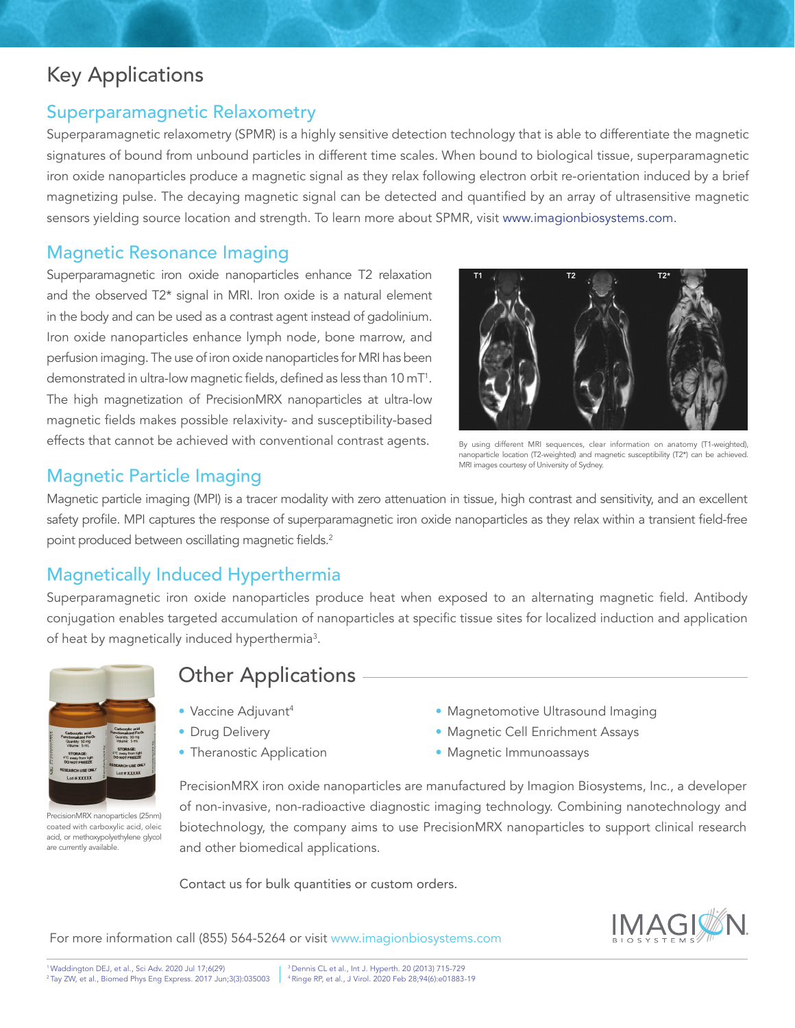# Key Applications

## Superparamagnetic Relaxometry

Superparamagnetic relaxometry (SPMR) is a highly sensitive detection technology that is able to differentiate the magnetic signatures of bound from unbound particles in different time scales. When bound to biological tissue, superparamagnetic iron oxide nanoparticles produce a magnetic signal as they relax following electron orbit re-orientation induced by a brief magnetizing pulse. The decaying magnetic signal can be detected and quantified by an array of ultrasensitive magnetic sensors yielding source location and strength. To learn more about SPMR, visit www.imagionbiosystems.com.

## Magnetic Resonance Imaging

Superparamagnetic iron oxide nanoparticles enhance T2 relaxation and the observed T2* signal in MRI. Iron oxide is a natural element in the body and can be used as a contrast agent instead of gadolinium. Iron oxide nanoparticles enhance lymph node, bone marrow, and perfusion imaging. The use of iron oxide nanoparticles for MRI has been demonstrated in ultra-low magnetic fields, defined as less than 10 mT[1]. The high magnetization of PrecisionMRX nanoparticles at ultra-low magnetic fields makes possible relaxivity- and susceptibility-based effects that cannot be achieved with conventional contrast agents.

T1 T2 T2*

By using different MRI sequences, clear information on anatomy (T1-weighted), nanoparticle location (T2-weighted) and magnetic susceptibility (T2*) can be achieved. MRI images courtesy of University of Sydney.

## Magnetic Particle Imaging

Magnetic particle imaging (MPI) is a tracer modality with zero attenuation in tissue, high contrast and sensitivity, and an excellent safety profile. MPI captures the response of superparamagnetic iron oxide nanoparticles as they relax within a transient field-free point produced between oscillating magnetic fields.[2]

## Magnetically Induced Hyperthermia

Superparamagnetic iron oxide nanoparticles produce heat when exposed to an alternating magnetic field. Antibody conjugation enables targeted accumulation of nanoparticles at specific tissue sites for localized induction and application of heat by magnetically induced hyperthermia[3].

PrecisionMRX nanoparticles (25nm) coated with carboxylic acid, oleic acid, or methoxypolyethylene glycol are currently available.

## Other Applications

- Vaccine Adjuvant[4]
- Drug Delivery
- Theranostic Application
- Magnetomotive Ultrasound Imaging
- Magnetic Cell Enrichment Assays
- Magnetic Immunoassays

PrecisionMRX iron oxide nanoparticles are manufactured by Imagion Biosystems, Inc., a developer of non-invasive, non-radioactive diagnostic imaging technology. Combining nanotechnology and biotechnology, the company aims to use PrecisionMRX nanoparticles to support clinical research and other biomedical applications.

Contact us for bulk quantities or custom orders.

For more information call (855) 564-5264 or visit www.imagionbiosystems.com

IMAGION BIOSYSTEMS

[1] Waddington DEJ, et al., Sci Adv. 2020 Jul 17;6(29)
[2] Tay ZW, et al., Biomed Phys Eng Express. 2017 Jun;3(3):035003
[3] Dennis CL et al., Int J. Hyperth. 20 (2013) 715-729
[4] Ringe RP, et al., J Virol. 2020 Feb 28;94(6):e01883-19